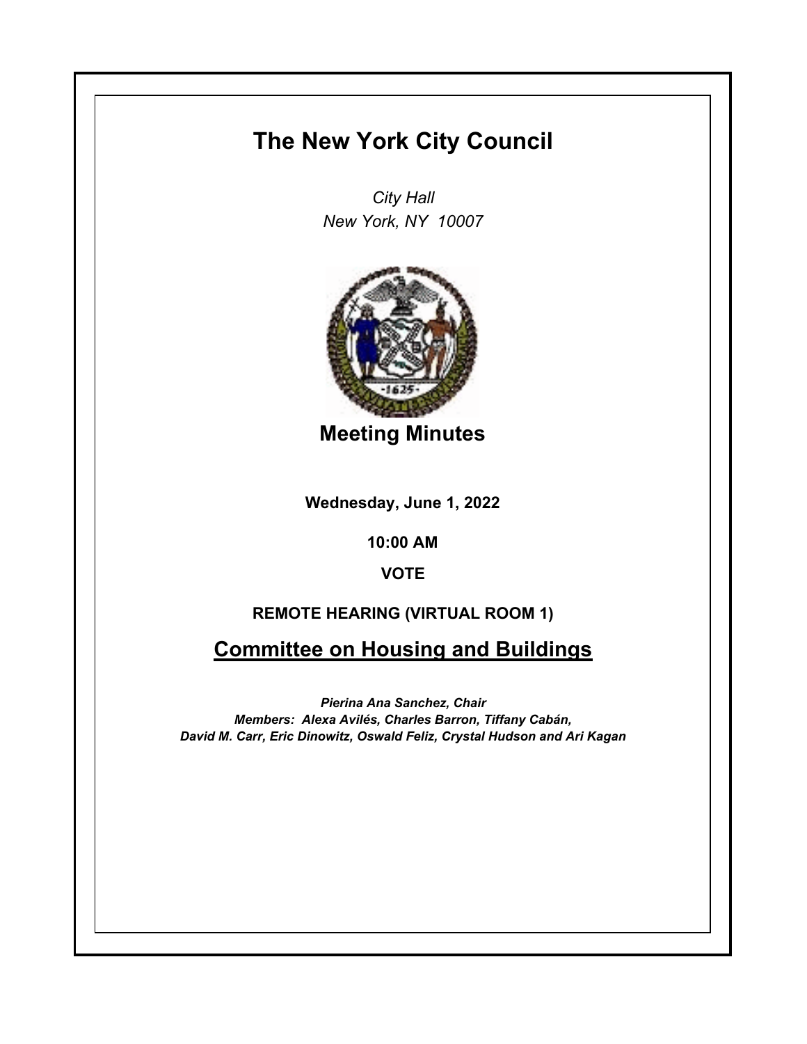# The New York City Council

*City Hall*
*New York, NY 10007*

## Meeting Minutes

**Wednesday, June 1, 2022**

**10:00 AM**

**VOTE**

**REMOTE HEARING (VIRTUAL ROOM 1)**

## Committee on Housing and Buildings

***Pierina Ana Sanchez, Chair***
***Members: Alexa Avilés, Charles Barron, Tiffany Cabán, David M. Carr, Eric Dinowitz, Oswald Feliz, Crystal Hudson and Ari Kagan***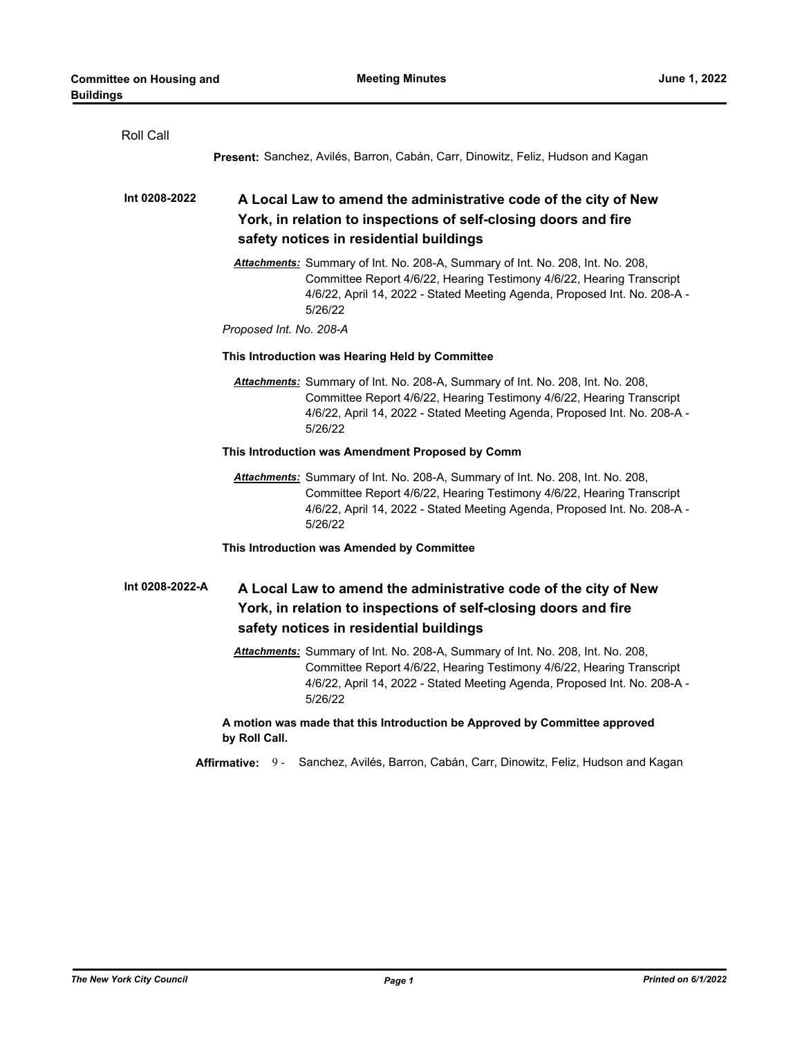Roll Call

**Present:** Sanchez, Avilés, Barron, Cabán, Carr, Dinowitz, Feliz, Hudson and Kagan

**Int 0208-2022**

## A Local Law to amend the administrative code of the city of New York, in relation to inspections of self-closing doors and fire safety notices in residential buildings

***Attachments:*** Summary of Int. No. 208-A, Summary of Int. No. 208, Int. No. 208, Committee Report 4/6/22, Hearing Testimony 4/6/22, Hearing Transcript 4/6/22, April 14, 2022 - Stated Meeting Agenda, Proposed Int. No. 208-A - 5/26/22

*Proposed Int. No. 208-A*

**This Introduction was Hearing Held by Committee**

***Attachments:*** Summary of Int. No. 208-A, Summary of Int. No. 208, Int. No. 208, Committee Report 4/6/22, Hearing Testimony 4/6/22, Hearing Transcript 4/6/22, April 14, 2022 - Stated Meeting Agenda, Proposed Int. No. 208-A - 5/26/22

**This Introduction was Amendment Proposed by Comm**

***Attachments:*** Summary of Int. No. 208-A, Summary of Int. No. 208, Int. No. 208, Committee Report 4/6/22, Hearing Testimony 4/6/22, Hearing Transcript 4/6/22, April 14, 2022 - Stated Meeting Agenda, Proposed Int. No. 208-A - 5/26/22

**This Introduction was Amended by Committee**

**Int 0208-2022-A**

## A Local Law to amend the administrative code of the city of New York, in relation to inspections of self-closing doors and fire safety notices in residential buildings

***Attachments:*** Summary of Int. No. 208-A, Summary of Int. No. 208, Int. No. 208, Committee Report 4/6/22, Hearing Testimony 4/6/22, Hearing Transcript 4/6/22, April 14, 2022 - Stated Meeting Agenda, Proposed Int. No. 208-A - 5/26/22

**A motion was made that this Introduction be Approved by Committee approved by Roll Call.**

**Affirmative:** 9 - Sanchez, Avilés, Barron, Cabán, Carr, Dinowitz, Feliz, Hudson and Kagan